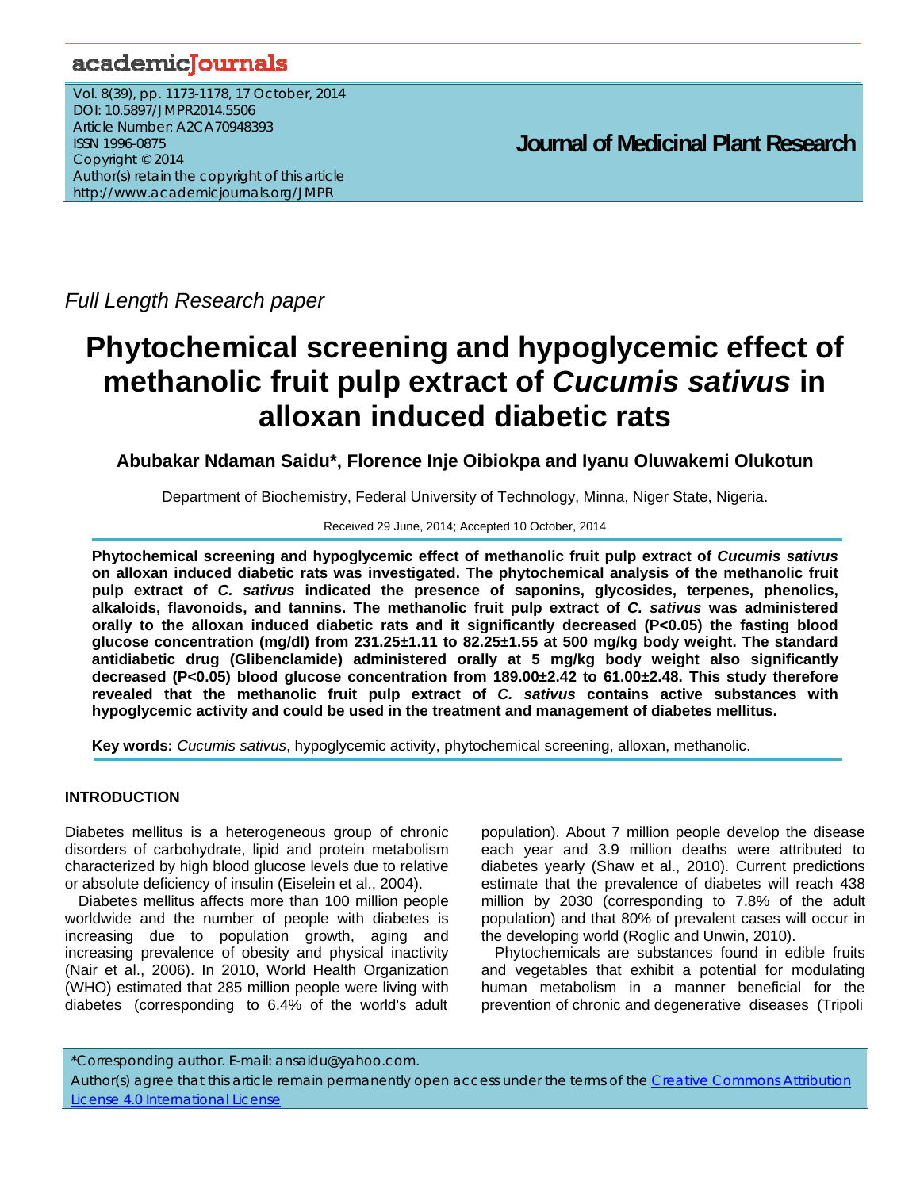Full Length Research paper

# Phytochemical screening and hypoglycemic effect of methanolic fruit pulp extract of *Cucumis sativus* in alloxan induced diabetic rats

**Abubakar Ndaman Saidu*, Florence Inje Oibiokpa and Iyanu Oluwakemi Olukotun**

Department of Biochemistry, Federal University of Technology, Minna, Niger State, Nigeria.

Received 29 June, 2014; Accepted 10 October, 2014

**Phytochemical screening and hypoglycemic effect of methanolic fruit pulp extract of *Cucumis sativus* on alloxan induced diabetic rats was investigated. The phytochemical analysis of the methanolic fruit pulp extract of *C. sativus* indicated the presence of saponins, glycosides, terpenes, phenolics, alkaloids, flavonoids, and tannins. The methanolic fruit pulp extract of *C. sativus* was administered orally to the alloxan induced diabetic rats and it significantly decreased (P<0.05) the fasting blood glucose concentration (mg/dl) from 231.25±1.11 to 82.25±1.55 at 500 mg/kg body weight. The standard antidiabetic drug (Glibenclamide) administered orally at 5 mg/kg body weight also significantly decreased (P<0.05) blood glucose concentration from 189.00±2.42 to 61.00±2.48. This study therefore revealed that the methanolic fruit pulp extract of *C. sativus* contains active substances with hypoglycemic activity and could be used in the treatment and management of diabetes mellitus.**

**Key words:** *Cucumis sativus*, hypoglycemic activity, phytochemical screening, alloxan, methanolic.

## INTRODUCTION

Diabetes mellitus is a heterogeneous group of chronic disorders of carbohydrate, lipid and protein metabolism characterized by high blood glucose levels due to relative or absolute deficiency of insulin (Eiselein et al., 2004).

Diabetes mellitus affects more than 100 million people worldwide and the number of people with diabetes is increasing due to population growth, aging and increasing prevalence of obesity and physical inactivity (Nair et al., 2006). In 2010, World Health Organization (WHO) estimated that 285 million people were living with diabetes (corresponding to 6.4% of the world's adult population). About 7 million people develop the disease each year and 3.9 million deaths were attributed to diabetes yearly (Shaw et al., 2010). Current predictions estimate that the prevalence of diabetes will reach 438 million by 2030 (corresponding to 7.8% of the adult population) and that 80% of prevalent cases will occur in the developing world (Roglic and Unwin, 2010).

Phytochemicals are substances found in edible fruits and vegetables that exhibit a potential for modulating human metabolism in a manner beneficial for the prevention of chronic and degenerative diseases (Tripoli

*Corresponding author. E-mail: ansaidu@yahoo.com.

Author(s) agree that this article remain permanently open access under the terms of the Creative Commons Attribution License 4.0 International License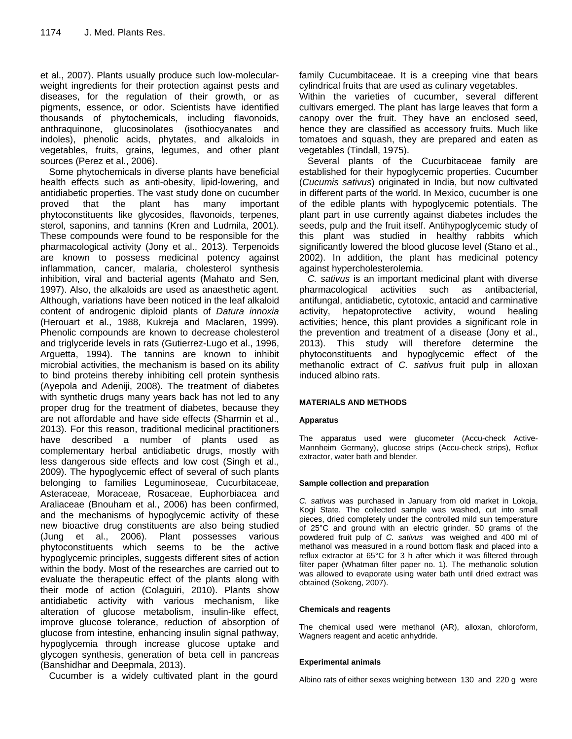et al., 2007). Plants usually produce such low-molecular-weight ingredients for their protection against pests and diseases, for the regulation of their growth, or as pigments, essence, or odor. Scientists have identified thousands of phytochemicals, including flavonoids, anthraquinone, glucosinolates (isothiocyanates and indoles), phenolic acids, phytates, and alkaloids in vegetables, fruits, grains, legumes, and other plant sources (Perez et al., 2006).

Some phytochemicals in diverse plants have beneficial health effects such as anti-obesity, lipid-lowering, and antidiabetic properties. The vast study done on cucumber proved that the plant has many important phytoconstituents like glycosides, flavonoids, terpenes, sterol, saponins, and tannins (Kren and Ludmila, 2001). These compounds were found to be responsible for the pharmacological activity (Jony et al., 2013). Terpenoids are known to possess medicinal potency against inflammation, cancer, malaria, cholesterol synthesis inhibition, viral and bacterial agents (Mahato and Sen, 1997). Also, the alkaloids are used as anaesthetic agent. Although, variations have been noticed in the leaf alkaloid content of androgenic diploid plants of *Datura innoxia* (Herouart et al., 1988, Kukreja and Maclaren, 1999). Phenolic compounds are known to decrease cholesterol and triglyceride levels in rats (Gutierrez-Lugo et al., 1996, Arguetta, 1994). The tannins are known to inhibit microbial activities, the mechanism is based on its ability to bind proteins thereby inhibiting cell protein synthesis (Ayepola and Adeniji, 2008). The treatment of diabetes with synthetic drugs many years back has not led to any proper drug for the treatment of diabetes, because they are not affordable and have side effects (Sharmin et al., 2013). For this reason, traditional medicinal practitioners have described a number of plants used as complementary herbal antidiabetic drugs, mostly with less dangerous side effects and low cost (Singh et al., 2009). The hypoglycemic effect of several of such plants belonging to families Leguminoseae, Cucurbitaceae, Asteraceae, Moraceae, Rosaceae, Euphorbiacea and Araliaceae (Bnouham et al., 2006) has been confirmed, and the mechanisms of hypoglycemic activity of these new bioactive drug constituents are also being studied (Jung et al., 2006). Plant possesses various phytoconstituents which seems to be the active hypoglycemic principles, suggests different sites of action within the body. Most of the researches are carried out to evaluate the therapeutic effect of the plants along with their mode of action (Colaguiri, 2010). Plants show antidiabetic activity with various mechanism, like alteration of glucose metabolism, insulin-like effect, improve glucose tolerance, reduction of absorption of glucose from intestine, enhancing insulin signal pathway, hypoglycemia through increase glucose uptake and glycogen synthesis, generation of beta cell in pancreas (Banshidhar and Deepmala, 2013).

Cucumber is a widely cultivated plant in the gourd family Cucumbitaceae. It is a creeping vine that bears cylindrical fruits that are used as culinary vegetables. Within the varieties of cucumber, several different cultivars emerged. The plant has large leaves that form a canopy over the fruit. They have an enclosed seed, hence they are classified as accessory fruits. Much like tomatoes and squash, they are prepared and eaten as vegetables (Tindall, 1975).

Several plants of the Cucurbitaceae family are established for their hypoglycemic properties. Cucumber (*Cucumis sativus*) originated in India, but now cultivated in different parts of the world. In Mexico, cucumber is one of the edible plants with hypoglycemic potentials. The plant part in use currently against diabetes includes the seeds, pulp and the fruit itself. Antihypoglycemic study of this plant was studied in healthy rabbits which significantly lowered the blood glucose level (Stano et al., 2002). In addition, the plant has medicinal potency against hypercholesterolemia.

*C. sativus* is an important medicinal plant with diverse pharmacological activities such as antibacterial, antifungal, antidiabetic, cytotoxic, antacid and carminative activity, hepatoprotective activity, wound healing activities; hence, this plant provides a significant role in the prevention and treatment of a disease (Jony et al., 2013). This study will therefore determine the phytoconstituents and hypoglycemic effect of the methanolic extract of *C. sativus* fruit pulp in alloxan induced albino rats.

## MATERIALS AND METHODS

### Apparatus

The apparatus used were glucometer (Accu-check Active-Mannheim Germany), glucose strips (Accu-check strips), Reflux extractor, water bath and blender.

### Sample collection and preparation

*C. sativus* was purchased in January from old market in Lokoja, Kogi State. The collected sample was washed, cut into small pieces, dried completely under the controlled mild sun temperature of 25°C and ground with an electric grinder. 50 grams of the powdered fruit pulp of *C. sativus* was weighed and 400 ml of methanol was measured in a round bottom flask and placed into a reflux extractor at 65°C for 3 h after which it was filtered through filter paper (Whatman filter paper no. 1). The methanolic solution was allowed to evaporate using water bath until dried extract was obtained (Sokeng, 2007).

### Chemicals and reagents

The chemical used were methanol (AR), alloxan, chloroform, Wagners reagent and acetic anhydride.

### Experimental animals

Albino rats of either sexes weighing between 130 and 220 g were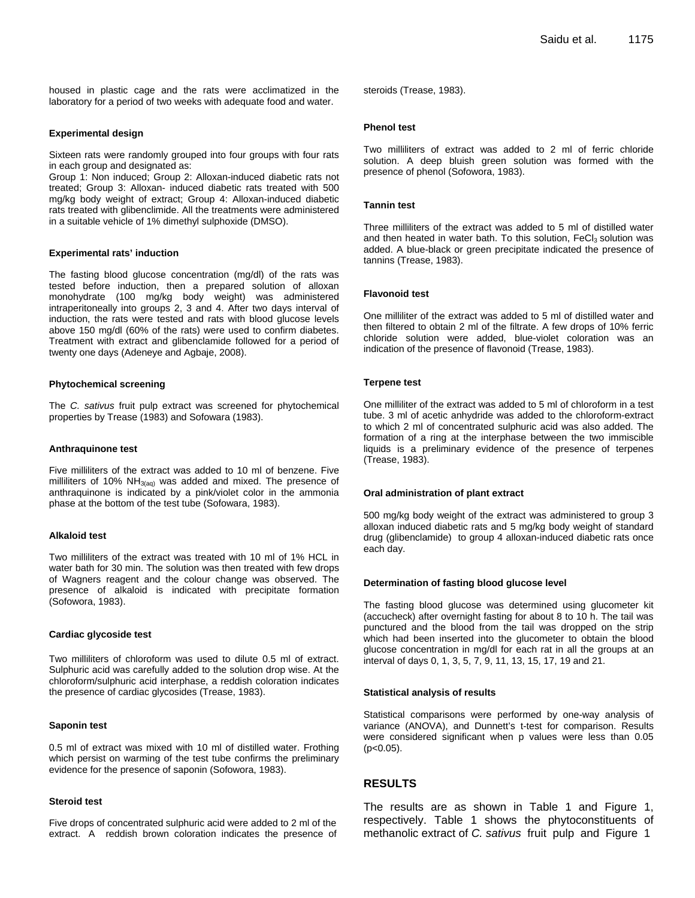housed in plastic cage and the rats were acclimatized in the laboratory for a period of two weeks with adequate food and water.

#### Experimental design

Sixteen rats were randomly grouped into four groups with four rats in each group and designated as:
Group 1: Non induced; Group 2: Alloxan-induced diabetic rats not treated; Group 3: Alloxan- induced diabetic rats treated with 500 mg/kg body weight of extract; Group 4: Alloxan-induced diabetic rats treated with glibenclimide. All the treatments were administered in a suitable vehicle of 1% dimethyl sulphoxide (DMSO).

#### Experimental rats' induction

The fasting blood glucose concentration (mg/dl) of the rats was tested before induction, then a prepared solution of alloxan monohydrate (100 mg/kg body weight) was administered intraperitoneally into groups 2, 3 and 4. After two days interval of induction, the rats were tested and rats with blood glucose levels above 150 mg/dl (60% of the rats) were used to confirm diabetes. Treatment with extract and glibenclamide followed for a period of twenty one days (Adeneye and Agbaje, 2008).

#### Phytochemical screening

The *C. sativus* fruit pulp extract was screened for phytochemical properties by Trease (1983) and Sofowara (1983).

#### Anthraquinone test

Five milliliters of the extract was added to 10 ml of benzene. Five milliliters of 10% $NH_{3(aq)}$ was added and mixed. The presence of anthraquinone is indicated by a pink/violet color in the ammonia phase at the bottom of the test tube (Sofowara, 1983).

#### Alkaloid test

Two milliliters of the extract was treated with 10 ml of 1% HCL in water bath for 30 min. The solution was then treated with few drops of Wagners reagent and the colour change was observed. The presence of alkaloid is indicated with precipitate formation (Sofowora, 1983).

#### Cardiac glycoside test

Two milliliters of chloroform was used to dilute 0.5 ml of extract. Sulphuric acid was carefully added to the solution drop wise. At the chloroform/sulphuric acid interphase, a reddish coloration indicates the presence of cardiac glycosides (Trease, 1983).

#### Saponin test

0.5 ml of extract was mixed with 10 ml of distilled water. Frothing which persist on warming of the test tube confirms the preliminary evidence for the presence of saponin (Sofowora, 1983).

#### Steroid test

Five drops of concentrated sulphuric acid were added to 2 ml of the extract. A reddish brown coloration indicates the presence of steroids (Trease, 1983).

#### Phenol test

Two milliliters of extract was added to 2 ml of ferric chloride solution. A deep bluish green solution was formed with the presence of phenol (Sofowora, 1983).

#### Tannin test

Three milliliters of the extract was added to 5 ml of distilled water and then heated in water bath. To this solution, $FeCl_3$ solution was added. A blue-black or green precipitate indicated the presence of tannins (Trease, 1983).

#### Flavonoid test

One milliliter of the extract was added to 5 ml of distilled water and then filtered to obtain 2 ml of the filtrate. A few drops of 10% ferric chloride solution were added, blue-violet coloration was an indication of the presence of flavonoid (Trease, 1983).

#### Terpene test

One milliliter of the extract was added to 5 ml of chloroform in a test tube. 3 ml of acetic anhydride was added to the chloroform-extract to which 2 ml of concentrated sulphuric acid was also added. The formation of a ring at the interphase between the two immiscible liquids is a preliminary evidence of the presence of terpenes (Trease, 1983).

#### Oral administration of plant extract

500 mg/kg body weight of the extract was administered to group 3 alloxan induced diabetic rats and 5 mg/kg body weight of standard drug (glibenclamide) to group 4 alloxan-induced diabetic rats once each day.

#### Determination of fasting blood glucose level

The fasting blood glucose was determined using glucometer kit (accucheck) after overnight fasting for about 8 to 10 h. The tail was punctured and the blood from the tail was dropped on the strip which had been inserted into the glucometer to obtain the blood glucose concentration in mg/dl for each rat in all the groups at an interval of days 0, 1, 3, 5, 7, 9, 11, 13, 15, 17, 19 and 21.

#### Statistical analysis of results

Statistical comparisons were performed by one-way analysis of variance (ANOVA), and Dunnett's t-test for comparison. Results were considered significant when p values were less than 0.05 ($p<0.05$).

## RESULTS

The results are as shown in Table 1 and Figure 1, respectively. Table 1 shows the phytoconstituents of methanolic extract of *C. sativus* fruit pulp and Figure 1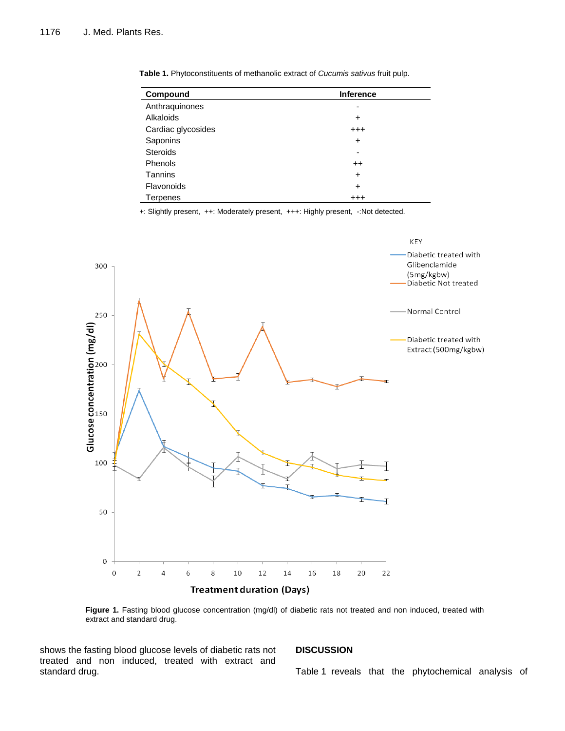**Table 1.** Phytoconstituents of methanolic extract of *Cucumis sativus* fruit pulp.

| Compound | Inference |
|---|---|
| Anthraquinones | - |
| Alkaloids | + |
| Cardiac glycosides | +++ |
| Saponins | + |
| Steroids | - |
| Phenols | ++ |
| Tannins | + |
| Flavonoids | + |
| Terpenes | +++ |

+: Slightly present, ++: Moderately present, +++: Highly present, -:Not detected.

**Figure 1.** Fasting blood glucose concentration (mg/dl) of diabetic rats not treated and non induced, treated with extract and standard drug.

shows the fasting blood glucose levels of diabetic rats not treated and non induced, treated with extract and standard drug.

## DISCUSSION

Table 1 reveals that the phytochemical analysis of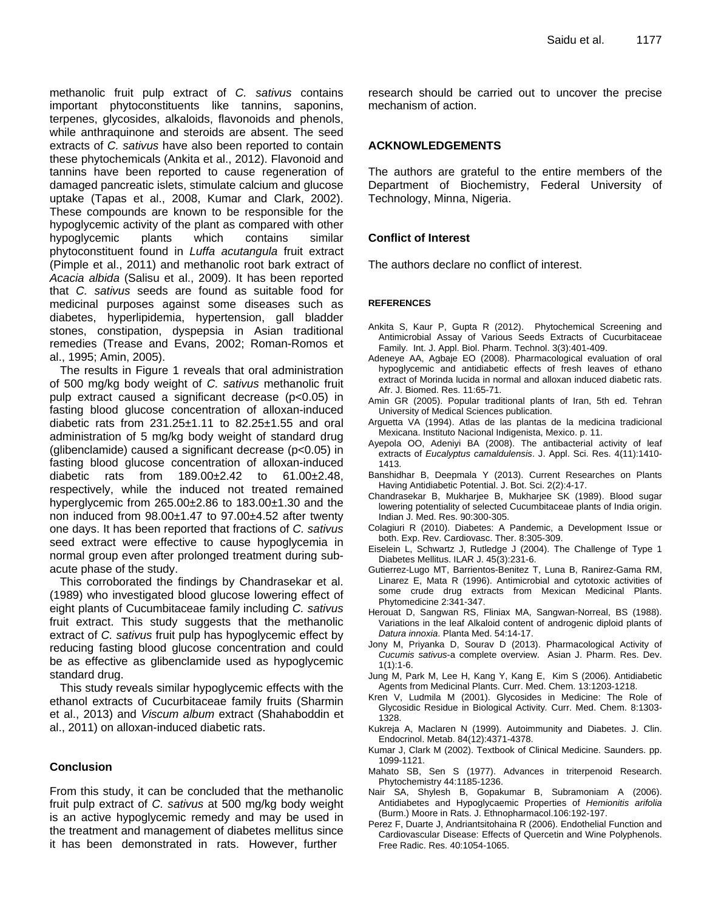methanolic fruit pulp extract of *C. sativus* contains important phytoconstituents like tannins, saponins, terpenes, glycosides, alkaloids, flavonoids and phenols, while anthraquinone and steroids are absent. The seed extracts of *C. sativus* have also been reported to contain these phytochemicals (Ankita et al., 2012). Flavonoid and tannins have been reported to cause regeneration of damaged pancreatic islets, stimulate calcium and glucose uptake (Tapas et al., 2008, Kumar and Clark, 2002). These compounds are known to be responsible for the hypoglycemic activity of the plant as compared with other hypoglycemic plants which contains similar phytoconstituent found in *Luffa acutangula* fruit extract (Pimple et al., 2011) and methanolic root bark extract of *Acacia albida* (Salisu et al., 2009). It has been reported that *C. sativus* seeds are found as suitable food for medicinal purposes against some diseases such as diabetes, hyperlipidemia, hypertension, gall bladder stones, constipation, dyspepsia in Asian traditional remedies (Trease and Evans, 2002; Roman-Romos et al., 1995; Amin, 2005).

The results in Figure 1 reveals that oral administration of 500 mg/kg body weight of *C. sativus* methanolic fruit pulp extract caused a significant decrease ($p<0.05$) in fasting blood glucose concentration of alloxan-induced diabetic rats from 231.25±1.11 to 82.25±1.55 and oral administration of 5 mg/kg body weight of standard drug (glibenclamide) caused a significant decrease ($p<0.05$) in fasting blood glucose concentration of alloxan-induced diabetic rats from 189.00±2.42 to 61.00±2.48, respectively, while the induced not treated remained hyperglycemic from 265.00±2.86 to 183.00±1.30 and the non induced from 98.00±1.47 to 97.00±4.52 after twenty one days. It has been reported that fractions of *C. sativus* seed extract were effective to cause hypoglycemia in normal group even after prolonged treatment during sub-acute phase of the study.

This corroborated the findings by Chandrasekar et al. (1989) who investigated blood glucose lowering effect of eight plants of Cucumbitaceae family including *C. sativus* fruit extract. This study suggests that the methanolic extract of *C. sativus* fruit pulp has hypoglycemic effect by reducing fasting blood glucose concentration and could be as effective as glibenclamide used as hypoglycemic standard drug.

This study reveals similar hypoglycemic effects with the ethanol extracts of Cucurbitaceae family fruits (Sharmin et al., 2013) and *Viscum album* extract (Shahaboddin et al., 2011) on alloxan-induced diabetic rats.

## Conclusion

From this study, it can be concluded that the methanolic fruit pulp extract of *C. sativus* at 500 mg/kg body weight is an active hypoglycemic remedy and may be used in the treatment and management of diabetes mellitus since it has been demonstrated in rats. However, further research should be carried out to uncover the precise mechanism of action.

## ACKNOWLEDGEMENTS

The authors are grateful to the entire members of the Department of Biochemistry, Federal University of Technology, Minna, Nigeria.

## Conflict of Interest

The authors declare no conflict of interest.

## REFERENCES

Ankita S, Kaur P, Gupta R (2012). Phytochemical Screening and Antimicrobial Assay of Various Seeds Extracts of Cucurbitaceae Family. Int. J. Appl. Biol. Pharm. Technol. 3(3):401-409.

Adeneye AA, Agbaje EO (2008). Pharmacological evaluation of oral hypoglycemic and antidiabetic effects of fresh leaves of ethano extract of Morinda lucida in normal and alloxan induced diabetic rats. Afr. J. Biomed. Res. 11:65-71.

Amin GR (2005). Popular traditional plants of Iran, 5th ed. Tehran University of Medical Sciences publication.

Arguetta VA (1994). Atlas de las plantas de la medicina tradicional Mexicana. Instituto Nacional Indigenista, Mexico. p. 11.

Ayepola OO, Adeniyi BA (2008). The antibacterial activity of leaf extracts of *Eucalyptus camaldulensis*. J. Appl. Sci. Res. 4(11):1410-1413.

Banshidhar B, Deepmala Y (2013). Current Researches on Plants Having Antidiabetic Potential. J. Bot. Sci. 2(2):4-17.

Chandrasekar B, Mukharjee B, Mukharjee SK (1989). Blood sugar lowering potentiality of selected Cucumbitaceae plants of India origin. Indian J. Med. Res. 90:300-305.

Colagiuri R (2010). Diabetes: A Pandemic, a Development Issue or both. Exp. Rev. Cardiovasc. Ther. 8:305-309.

Eiselein L, Schwartz J, Rutledge J (2004). The Challenge of Type 1 Diabetes Mellitus. ILAR J. 45(3):231-6.

Gutierrez-Lugo MT, Barrientos-Benitez T, Luna B, Ranirez-Gama RM, Linarez E, Mata R (1996). Antimicrobial and cytotoxic activities of some crude drug extracts from Mexican Medicinal Plants. Phytomedicine 2:341-347.

Herouat D, Sangwan RS, Fliniax MA, Sangwan-Norreal, BS (1988). Variations in the leaf Alkaloid content of androgenic diploid plants of *Datura innoxia*. Planta Med. 54:14-17.

Jony M, Priyanka D, Sourav D (2013). Pharmacological Activity of *Cucumis sativus*-a complete overview. Asian J. Pharm. Res. Dev. 1(1):1-6.

Jung M, Park M, Lee H, Kang Y, Kang E, Kim S (2006). Antidiabetic Agents from Medicinal Plants. Curr. Med. Chem. 13:1203-1218.

Kren V, Ludmila M (2001). Glycosides in Medicine: The Role of Glycosidic Residue in Biological Activity. Curr. Med. Chem. 8:1303-1328.

Kukreja A, Maclaren N (1999). Autoimmunity and Diabetes. J. Clin. Endocrinol. Metab. 84(12):4371-4378.

Kumar J, Clark M (2002). Textbook of Clinical Medicine. Saunders. pp. 1099-1121.

Mahato SB, Sen S (1977). Advances in triterpenoid Research. Phytochemistry 44:1185-1236.

Nair SA, Shylesh B, Gopakumar B, Subramoniam A (2006). Antidiabetes and Hypoglycaemic Properties of *Hemionitis arifolia* (Burm.) Moore in Rats. J. Ethnopharmacol.106:192-197.

Perez F, Duarte J, Andriantsitohaina R (2006). Endothelial Function and Cardiovascular Disease: Effects of Quercetin and Wine Polyphenols. Free Radic. Res. 40:1054-1065.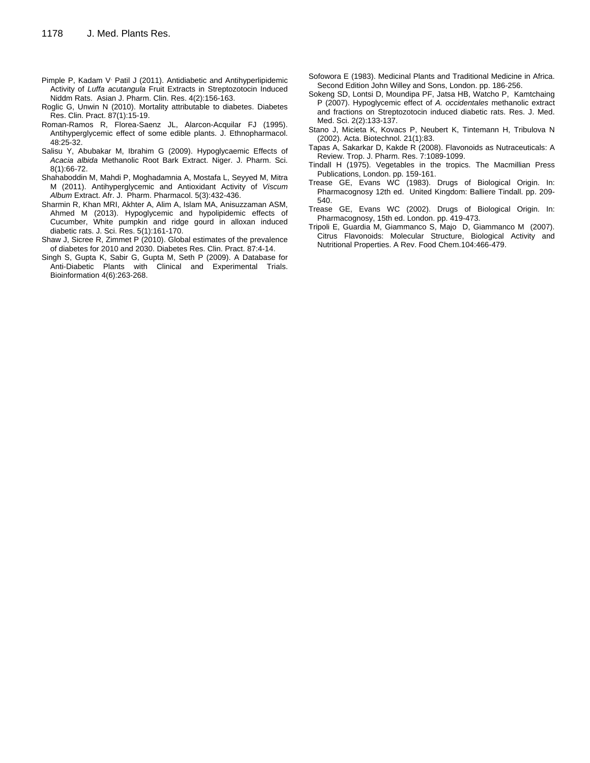Pimple P, Kadam V, Patil J (2011). Antidiabetic and Antihyperlipidemic Activity of *Luffa acutangula* Fruit Extracts in Streptozotocin Induced Niddm Rats. Asian J. Pharm. Clin. Res. 4(2):156-163.

Roglic G, Unwin N (2010). Mortality attributable to diabetes. Diabetes Res. Clin. Pract. 87(1):15-19.

Roman-Ramos R, Florea-Saenz JL, Alarcon-Acquilar FJ (1995). Antihyperglycemic effect of some edible plants. J. Ethnopharmacol. 48:25-32.

Salisu Y, Abubakar M, Ibrahim G (2009). Hypoglycaemic Effects of *Acacia albida* Methanolic Root Bark Extract. Niger. J. Pharm. Sci. 8(1):66-72.

Shahaboddin M, Mahdi P, Moghadamnia A, Mostafa L, Seyyed M, Mitra M (2011). Antihyperglycemic and Antioxidant Activity of *Viscum Album* Extract. Afr. J. Pharm. Pharmacol. 5(3):432-436.

Sharmin R, Khan MRI, Akhter A, Alim A, Islam MA, Anisuzzaman ASM, Ahmed M (2013). Hypoglycemic and hypolipidemic effects of Cucumber, White pumpkin and ridge gourd in alloxan induced diabetic rats. J. Sci. Res. 5(1):161-170.

Shaw J, Sicree R, Zimmet P (2010). Global estimates of the prevalence of diabetes for 2010 and 2030. Diabetes Res. Clin. Pract. 87:4-14.

Singh S, Gupta K, Sabir G, Gupta M, Seth P (2009). A Database for Anti-Diabetic Plants with Clinical and Experimental Trials. Bioinformation 4(6):263-268.

Sofowora E (1983). Medicinal Plants and Traditional Medicine in Africa. Second Edition John Willey and Sons, London. pp. 186-256.

Sokeng SD, Lontsi D, Moundipa PF, Jatsa HB, Watcho P, Kamtchaing P (2007). Hypoglycemic effect of *A. occidentales* methanolic extract and fractions on Streptozotocin induced diabetic rats. Res. J. Med. Med. Sci. 2(2):133-137.

Stano J, Micieta K, Kovacs P, Neubert K, Tintemann H, Tribulova N (2002). Acta. Biotechnol. 21(1):83.

Tapas A, Sakarkar D, Kakde R (2008). Flavonoids as Nutraceuticals: A Review. Trop. J. Pharm. Res. 7:1089-1099.

Tindall H (1975). Vegetables in the tropics. The Macmillian Press Publications, London. pp. 159-161.

Trease GE, Evans WC (1983). Drugs of Biological Origin. In: Pharmacognosy 12th ed. United Kingdom: Balliere Tindall. pp. 209-540.

Trease GE, Evans WC (2002). Drugs of Biological Origin. In: Pharmacognosy, 15th ed. London. pp. 419-473.

Tripoli E, Guardia M, Giammanco S, Majo D, Giammanco M (2007). Citrus Flavonoids: Molecular Structure, Biological Activity and Nutritional Properties. A Rev. Food Chem.104:466-479.